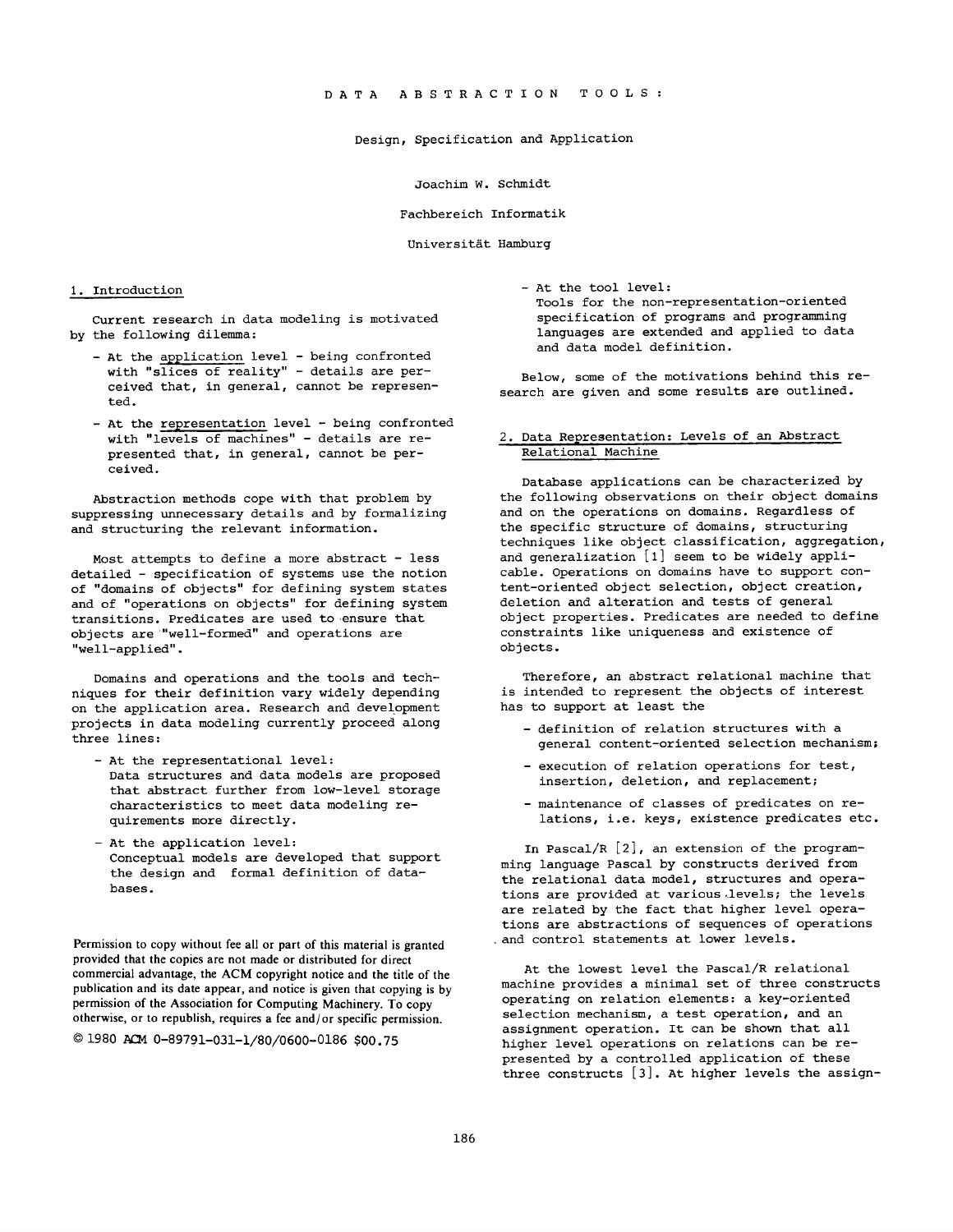# DATA ABSTRACTION TOOLS:

## Design, Specification and Application

Joachim W. Schmidt

Fachbereich Informatik

Universität Hamburg

## 1. Introduction

Current research in data modeling is motivated by the following dilemma:

- At the application level - being confronted with "slices of reality" - details are perceived that, in general, cannot be represented.
- At the representation level - being confronted with "levels of machines" - details are represented that, in general, cannot be perceived.

Abstraction methods cope with that problem by suppressing unnecessary details and by formalizing and structuring the relevant information.

Most attempts to define a more abstract - less detailed - specification of systems use the notion of "domains of objects" for defining system states and of "operations on objects" for defining system transitions. Predicates are used to ensure that objects are "well-formed" and operations are "well-applied".

Domains and operations and the tools and techniques for their definition vary widely depending on the application area. Research and development projects in data modeling currently proceed along three lines:

- At the representational level:
  Data structures and data models are proposed that abstract further from low-level storage characteristics to meet data modeling requirements more directly.
- At the application level:
  Conceptual models are developed that support the design and formal definition of databases.
- At the tool level:
  Tools for the non-representation-oriented specification of programs and programming languages are extended and applied to data and data model definition.

Below, some of the motivations behind this research are given and some results are outlined.

Permission to copy without fee all or part of this material is granted provided that the copies are not made or distributed for direct commercial advantage, the ACM copyright notice and the title of the publication and its date appear, and notice is given that copying is by permission of the Association for Computing Machinery. To copy otherwise, or to republish, requires a fee and/or specific permission.

© 1980 ACM 0-89791-031-1/80/0600-0186 $00.75

## 2. Data Representation: Levels of an Abstract Relational Machine

Database applications can be characterized by the following observations on their object domains and on the operations on domains. Regardless of the specific structure of domains, structuring techniques like object classification, aggregation, and generalization [1] seem to be widely applicable. Operations on domains have to support content-oriented object selection, object creation, deletion and alteration and tests of general object properties. Predicates are needed to define constraints like uniqueness and existence of objects.

Therefore, an abstract relational machine that is intended to represent the objects of interest has to support at least the

- definition of relation structures with a general content-oriented selection mechanism;
- execution of relation operations for test, insertion, deletion, and replacement;
- maintenance of classes of predicates on relations, i.e. keys, existence predicates etc.

In Pascal/R [2], an extension of the programming language Pascal by constructs derived from the relational data model, structures and operations are provided at various levels; the levels are related by the fact that higher level operations are abstractions of sequences of operations and control statements at lower levels.

At the lowest level the Pascal/R relational machine provides a minimal set of three constructs operating on relation elements: a key-oriented selection mechanism, a test operation, and an assignment operation. It can be shown that all higher level operations on relations can be represented by a controlled application of these three constructs [3]. At higher levels the assign-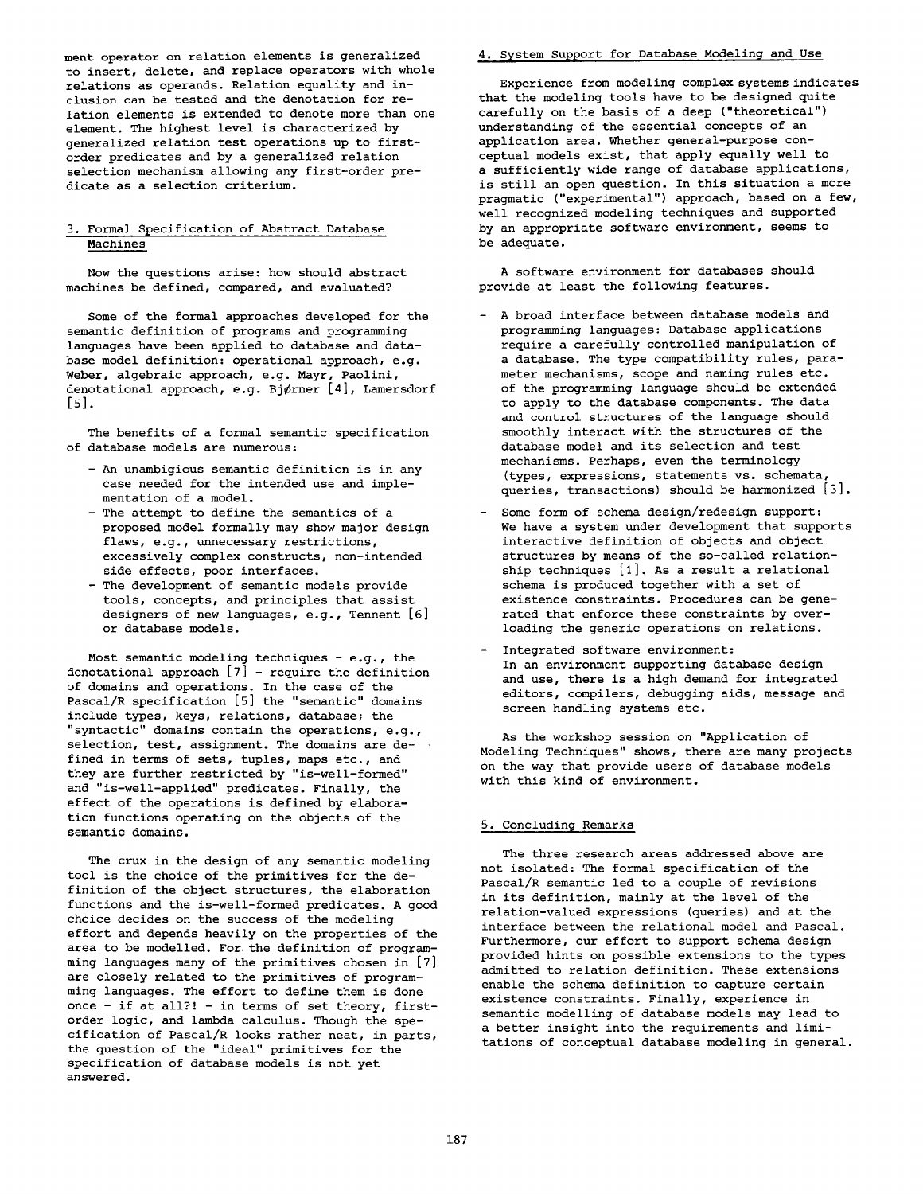ment operator on relation elements is generalized to insert, delete, and replace operators with whole relations as operands. Relation equality and inclusion can be tested and the denotation for relation elements is extended to denote more than one element. The highest level is characterized by generalized relation test operations up to first-order predicates and by a generalized relation selection mechanism allowing any first-order predicate as a selection criterium.

## 3. Formal Specification of Abstract Database Machines

Now the questions arise: how should abstract machines be defined, compared, and evaluated?

Some of the formal approaches developed for the semantic definition of programs and programming languages have been applied to database and database model definition: operational approach, e.g. Weber, algebraic approach, e.g. Mayr, Paolini, denotational approach, e.g. Bjørner [4], Lamersdorf [5].

The benefits of a formal semantic specification of database models are numerous:

- An unambigious semantic definition is in any case needed for the intended use and implementation of a model.
- The attempt to define the semantics of a proposed model formally may show major design flaws, e.g., unnecessary restrictions, excessively complex constructs, non-intended side effects, poor interfaces.
- The development of semantic models provide tools, concepts, and principles that assist designers of new languages, e.g., Tennent [6] or database models.

Most semantic modeling techniques - e.g., the denotational approach [7] - require the definition of domains and operations. In the case of the Pascal/R specification [5] the "semantic" domains include types, keys, relations, database; the "syntactic" domains contain the operations, e.g., selection, test, assignment. The domains are defined in terms of sets, tuples, maps etc., and they are further restricted by "is-well-formed" and "is-well-applied" predicates. Finally, the effect of the operations is defined by elaboration functions operating on the objects of the semantic domains.

The crux in the design of any semantic modeling tool is the choice of the primitives for the definition of the object structures, the elaboration functions and the is-well-formed predicates. A good choice decides on the success of the modeling effort and depends heavily on the properties of the area to be modelled. For the definition of programming languages many of the primitives chosen in [7] are closely related to the primitives of programming languages. The effort to define them is done once - if at all?! - in terms of set theory, first-order logic, and lambda calculus. Though the specification of Pascal/R looks rather neat, in parts, the question of the "ideal" primitives for the specification of database models is not yet answered.

## 4. System Support for Database Modeling and Use

Experience from modeling complex systems indicates that the modeling tools have to be designed quite carefully on the basis of a deep ("theoretical") understanding of the essential concepts of an application area. Whether general-purpose conceptual models exist, that apply equally well to a sufficiently wide range of database applications, is still an open question. In this situation a more pragmatic ("experimental") approach, based on a few, well recognized modeling techniques and supported by an appropriate software environment, seems to be adequate.

A software environment for databases should provide at least the following features.

- A broad interface between database models and programming languages: Database applications require a carefully controlled manipulation of a database. The type compatibility rules, parameter mechanisms, scope and naming rules etc. of the programming language should be extended to apply to the database components. The data and control structures of the language should smoothly interact with the structures of the database model and its selection and test mechanisms. Perhaps, even the terminology (types, expressions, statements vs. schemata, queries, transactions) should be harmonized [3].
- Some form of schema design/redesign support: We have a system under development that supports interactive definition of objects and object structures by means of the so-called relationship techniques [1]. As a result a relational schema is produced together with a set of existence constraints. Procedures can be generated that enforce these constraints by overloading the generic operations on relations.
- Integrated software environment: In an environment supporting database design and use, there is a high demand for integrated editors, compilers, debugging aids, message and screen handling systems etc.

As the workshop session on "Application of Modeling Techniques" shows, there are many projects on the way that provide users of database models with this kind of environment.

## 5. Concluding Remarks

The three research areas addressed above are not isolated: The formal specification of the Pascal/R semantic led to a couple of revisions in its definition, mainly at the level of the relation-valued expressions (queries) and at the interface between the relational model and Pascal. Furthermore, our effort to support schema design provided hints on possible extensions to the types admitted to relation definition. These extensions enable the schema definition to capture certain existence constraints. Finally, experience in semantic modelling of database models may lead to a better insight into the requirements and limitations of conceptual database modeling in general.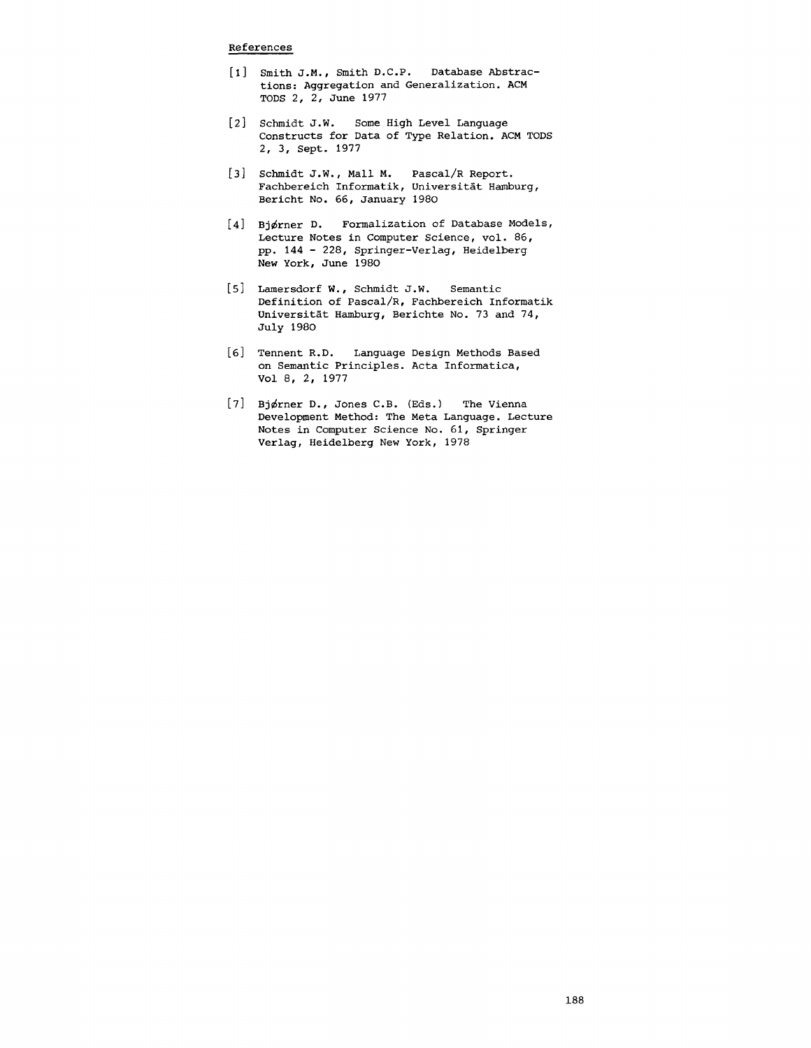## References

[1] Smith J.M., Smith D.C.P. Database Abstractions: Aggregation and Generalization. ACM TODS 2, 2, June 1977

[2] Schmidt J.W. Some High Level Language Constructs for Data of Type Relation. ACM TODS 2, 3, Sept. 1977

[3] Schmidt J.W., Mall M. Pascal/R Report. Fachbereich Informatik, Universität Hamburg, Bericht No. 66, January 1980

[4] Bjørner D. Formalization of Database Models, Lecture Notes in Computer Science, vol. 86, pp. 144 - 228, Springer-Verlag, Heidelberg New York, June 1980

[5] Lamersdorf W., Schmidt J.W. Semantic Definition of Pascal/R, Fachbereich Informatik Universität Hamburg, Berichte No. 73 and 74, July 1980

[6] Tennent R.D. Language Design Methods Based on Semantic Principles. Acta Informatica, Vol 8, 2, 1977

[7] Bjørner D., Jones C.B. (Eds.) The Vienna Development Method: The Meta Language. Lecture Notes in Computer Science No. 61, Springer Verlag, Heidelberg New York, 1978